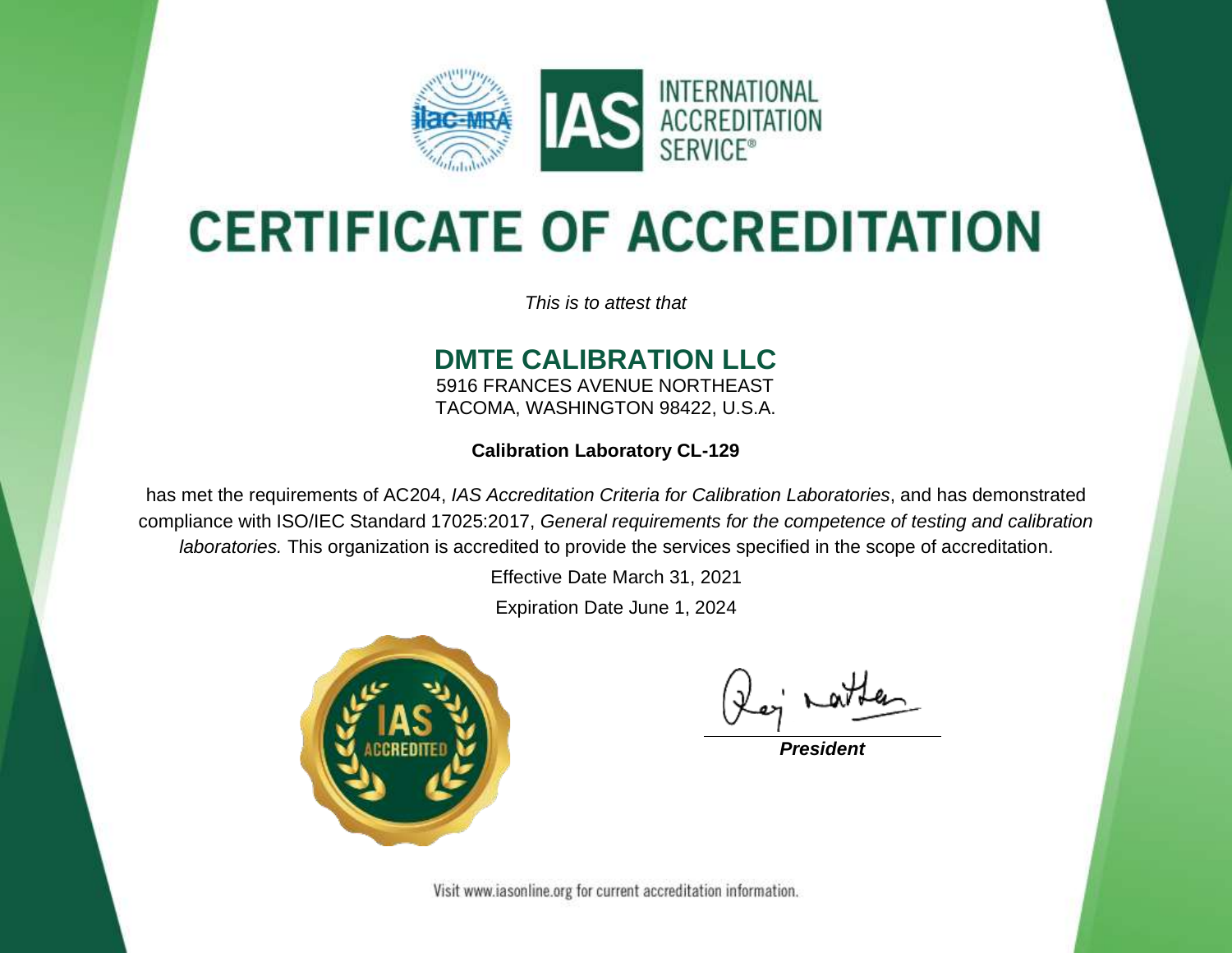INTERNATIONAL ACCREDITATION SERVICE®

# CERTIFICATE OF ACCREDITATION

*This is to attest that*

## DMTE CALIBRATION LLC

5916 FRANCES AVENUE NORTHEAST
TACOMA, WASHINGTON 98422, U.S.A.

**Calibration Laboratory CL-129**

has met the requirements of AC204, *IAS Accreditation Criteria for Calibration Laboratories*, and has demonstrated compliance with ISO/IEC Standard 17025:2017, *General requirements for the competence of testing and calibration laboratories.* This organization is accredited to provide the services specified in the scope of accreditation.

Effective Date March 31, 2021

Expiration Date June 1, 2024

IAS ACCREDITED

***President***

Visit www.iasonline.org for current accreditation information.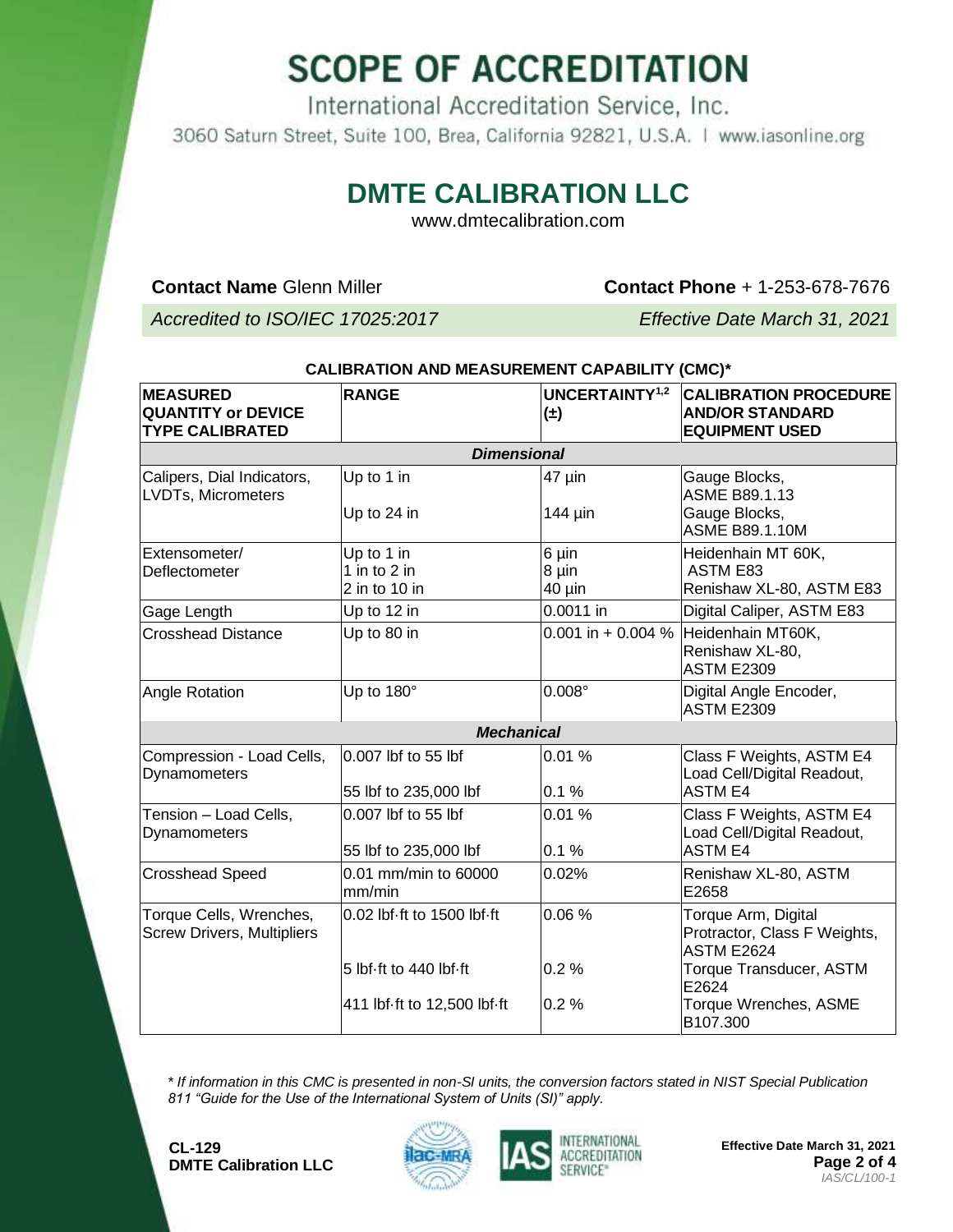# SCOPE OF ACCREDITATION

International Accreditation Service, Inc.

3060 Saturn Street, Suite 100, Brea, California 92821, U.S.A. | www.iasonline.org

## DMTE CALIBRATION LLC

www.dmtecalibration.com

**Contact Name** Glenn Miller **Contact Phone** + 1-253-678-7676

*Accredited to ISO/IEC 17025:2017* *Effective Date March 31, 2021*

**CALIBRATION AND MEASUREMENT CAPABILITY (CMC)***

| MEASURED QUANTITY or DEVICE TYPE CALIBRATED | RANGE | UNCERTAINTY[1,2] (±) | CALIBRATION PROCEDURE AND/OR STANDARD EQUIPMENT USED |
|---|---|---|---|
| | ***Dimensional*** | | |
| Calipers, Dial Indicators, LVDTs, Micrometers | Up to 1 in | 47 µin | Gauge Blocks, ASME B89.1.13 |
| | Up to 24 in | 144 µin | Gauge Blocks, ASME B89.1.10M |
| Extensometer/ Deflectometer | Up to 1 in<br>1 in to 2 in<br>2 in to 10 in | 6 µin<br>8 µin<br>40 µin | Heidenhain MT 60K, ASTM E83<br>Renishaw XL-80, ASTM E83 |
| Gage Length | Up to 12 in | 0.0011 in | Digital Caliper, ASTM E83 |
| Crosshead Distance | Up to 80 in | 0.001 in + 0.004 % | Heidenhain MT60K, Renishaw XL-80, ASTM E2309 |
| Angle Rotation | Up to 180° | 0.008° | Digital Angle Encoder, ASTM E2309 |
| | ***Mechanical*** | | |
| Compression - Load Cells, Dynamometers | 0.007 lbf to 55 lbf | 0.01 % | Class F Weights, ASTM E4 |
| | 55 lbf to 235,000 lbf | 0.1 % | Load Cell/Digital Readout, ASTM E4 |
| Tension – Load Cells, Dynamometers | 0.007 lbf to 55 lbf | 0.01 % | Class F Weights, ASTM E4 |
| | 55 lbf to 235,000 lbf | 0.1 % | Load Cell/Digital Readout, ASTM E4 |
| Crosshead Speed | 0.01 mm/min to 60000 mm/min | 0.02% | Renishaw XL-80, ASTM E2658 |
| Torque Cells, Wrenches, Screw Drivers, Multipliers | 0.02 lbf·ft to 1500 lbf·ft | 0.06 % | Torque Arm, Digital Protractor, Class F Weights, ASTM E2624 |
| | 5 lbf·ft to 440 lbf·ft | 0.2 % | Torque Transducer, ASTM E2624 |
| | 411 lbf·ft to 12,500 lbf·ft | 0.2 % | Torque Wrenches, ASME B107.300 |

*\* If information in this CMC is presented in non-SI units, the conversion factors stated in NIST Special Publication 811 "Guide for the Use of the International System of Units (SI)" apply.*

**CL-129**
**DMTE Calibration LLC**

**Effective Date March 31, 2021**

*IAS/CL/100-1*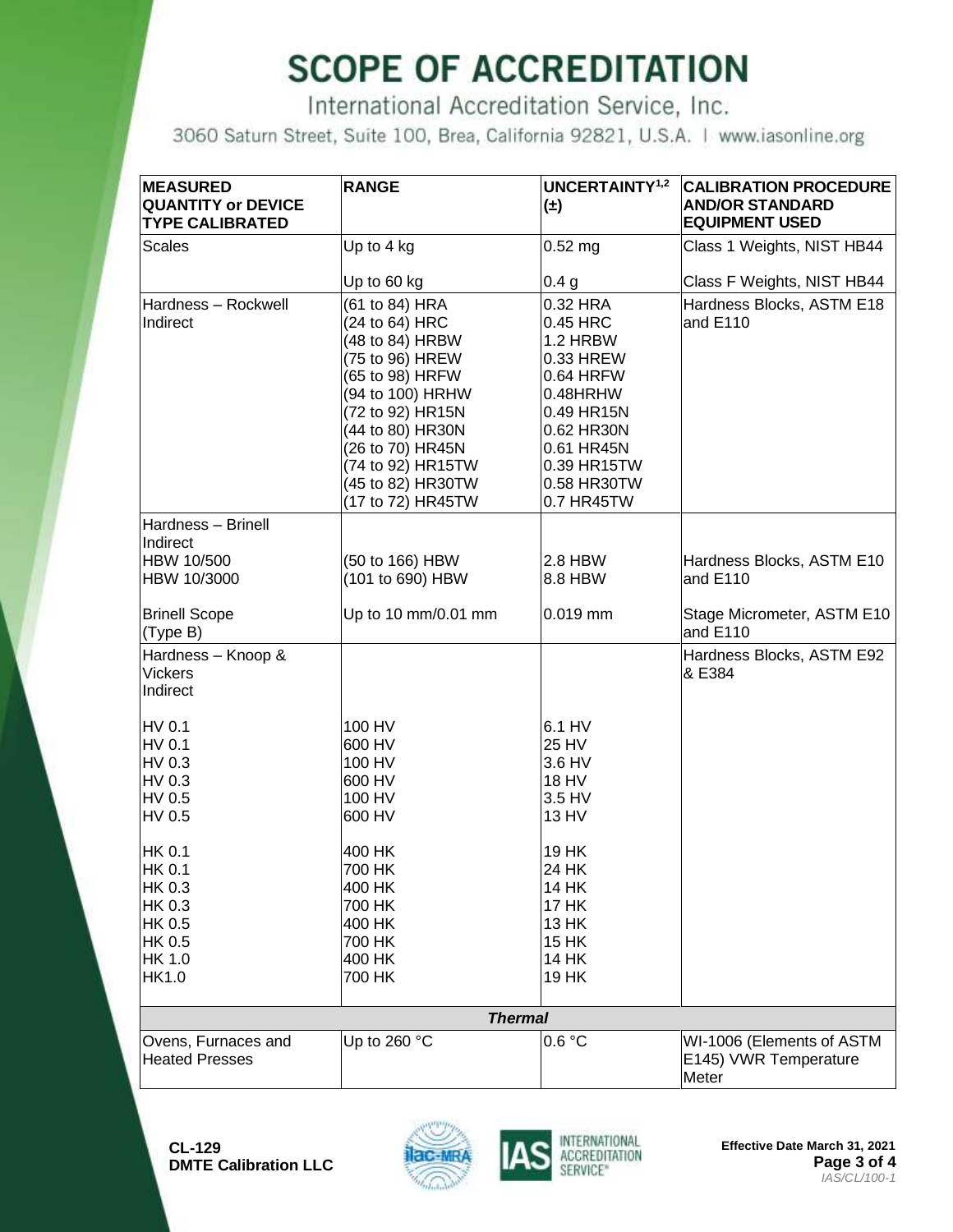# SCOPE OF ACCREDITATION

International Accreditation Service, Inc.

3060 Saturn Street, Suite 100, Brea, California 92821, U.S.A. | www.iasonline.org

| MEASURED QUANTITY or DEVICE TYPE CALIBRATED | RANGE | UNCERTAINTY[1,2] (±) | CALIBRATION PROCEDURE AND/OR STANDARD EQUIPMENT USED |
|---|---|---|---|
| Scales | Up to 4 kg | 0.52 mg | Class 1 Weights, NIST HB44 |
| | Up to 60 kg | 0.4 g | Class F Weights, NIST HB44 |
| Hardness – Rockwell Indirect | (61 to 84) HRA<br>(24 to 64) HRC<br>(48 to 84) HRBW<br>(75 to 96) HREW<br>(65 to 98) HRFW<br>(94 to 100) HRHW<br>(72 to 92) HR15N<br>(44 to 80) HR30N<br>(26 to 70) HR45N<br>(74 to 92) HR15TW<br>(45 to 82) HR30TW<br>(17 to 72) HR45TW | 0.32 HRA<br>0.45 HRC<br>1.2 HRBW<br>0.33 HREW<br>0.64 HRFW<br>0.48HRHW<br>0.49 HR15N<br>0.62 HR30N<br>0.61 HR45N<br>0.39 HR15TW<br>0.58 HR30TW<br>0.7 HR45TW | Hardness Blocks, ASTM E18 and E110 |
| Hardness – Brinell Indirect | | | |
| HBW 10/500<br>HBW 10/3000 | (50 to 166) HBW<br>(101 to 690) HBW | 2.8 HBW<br>8.8 HBW | Hardness Blocks, ASTM E10 and E110 |
| Brinell Scope (Type B) | Up to 10 mm/0.01 mm | 0.019 mm | Stage Micrometer, ASTM E10 and E110 |
| Hardness – Knoop & Vickers Indirect | | | Hardness Blocks, ASTM E92 & E384 |
| HV 0.1<br>HV 0.1<br>HV 0.3<br>HV 0.3<br>HV 0.5<br>HV 0.5 | 100 HV<br>600 HV<br>100 HV<br>600 HV<br>100 HV<br>600 HV | 6.1 HV<br>25 HV<br>3.6 HV<br>18 HV<br>3.5 HV<br>13 HV | |
| HK 0.1<br>HK 0.1<br>HK 0.3<br>HK 0.3<br>HK 0.5<br>HK 0.5<br>HK 1.0<br>HK1.0 | 400 HK<br>700 HK<br>400 HK<br>700 HK<br>400 HK<br>700 HK<br>400 HK<br>700 HK | 19 HK<br>24 HK<br>14 HK<br>17 HK<br>13 HK<br>15 HK<br>14 HK<br>19 HK | |
| ***Thermal*** | | | |
| Ovens, Furnaces and Heated Presses | Up to 260 °C | 0.6 °C | WI-1006 (Elements of ASTM E145) VWR Temperature Meter |

**CL-129**
**DMTE Calibration LLC**

**Effective Date March 31, 2021**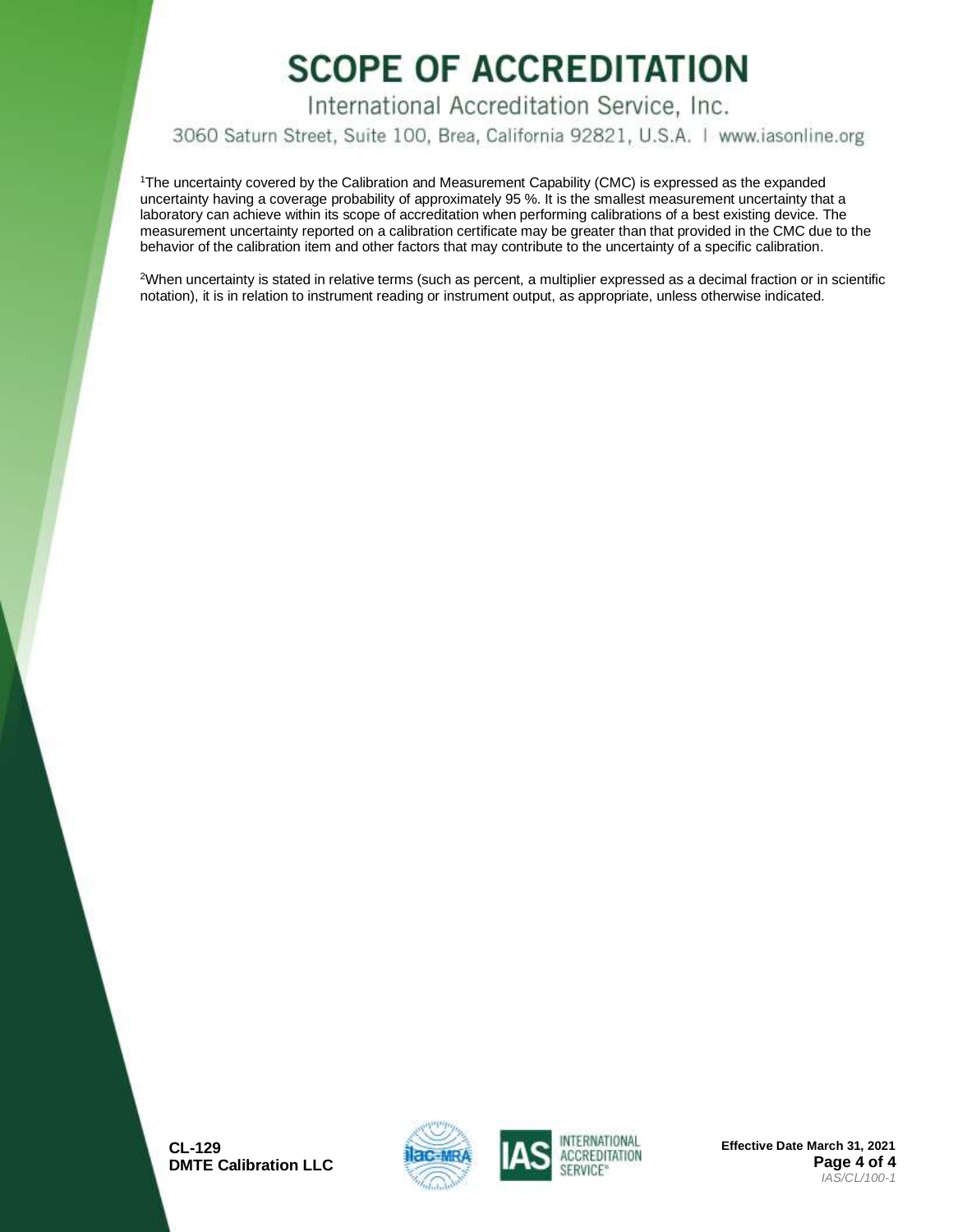[1]The uncertainty covered by the Calibration and Measurement Capability (CMC) is expressed as the expanded uncertainty having a coverage probability of approximately 95 %. It is the smallest measurement uncertainty that a laboratory can achieve within its scope of accreditation when performing calibrations of a best existing device. The measurement uncertainty reported on a calibration certificate may be greater than that provided in the CMC due to the behavior of the calibration item and other factors that may contribute to the uncertainty of a specific calibration.

[2]When uncertainty is stated in relative terms (such as percent, a multiplier expressed as a decimal fraction or in scientific notation), it is in relation to instrument reading or instrument output, as appropriate, unless otherwise indicated.